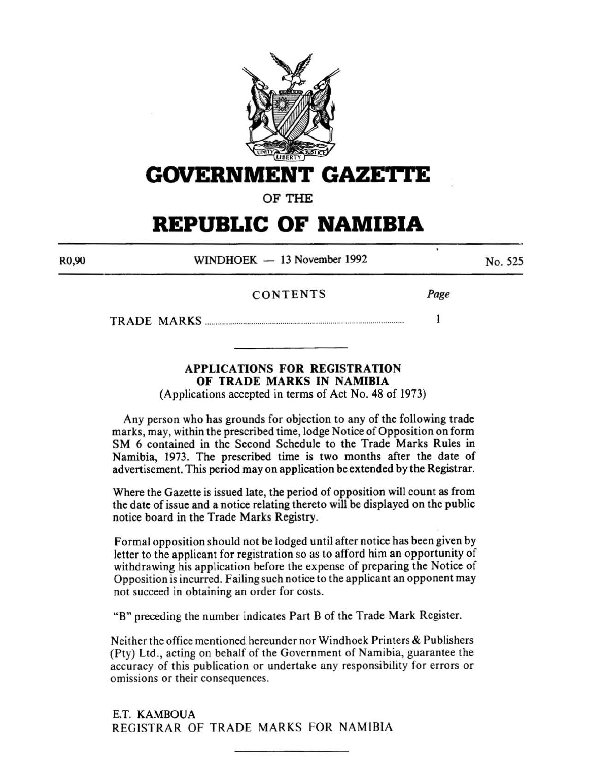# GOVERNMENT GAZETTE

OF THE

# REPUBLIC OF NAMIBIA

R0,90 WINDHOEK — 13 November 1992 No. 525

CONTENTS

| | Page |
|---|---|
| TRADE MARKS | 1 |

## APPLICATIONS FOR REGISTRATION OF TRADE MARKS IN NAMIBIA

(Applications accepted in terms of Act No. 48 of 1973)

Any person who has grounds for objection to any of the following trade marks, may, within the prescribed time, lodge Notice of Opposition on form SM 6 contained in the Second Schedule to the Trade Marks Rules in Namibia, 1973. The prescribed time is two months after the date of advertisement. This period may on application be extended by the Registrar.

Where the Gazette is issued late, the period of opposition will count as from the date of issue and a notice relating thereto will be displayed on the public notice board in the Trade Marks Registry.

Formal opposition should not be lodged until after notice has been given by letter to the applicant for registration so as to afford him an opportunity of withdrawing his application before the expense of preparing the Notice of Opposition is incurred. Failing such notice to the applicant an opponent may not succeed in obtaining an order for costs.

"B" preceding the number indicates Part B of the Trade Mark Register.

Neither the office mentioned hereunder nor Windhoek Printers & Publishers (Pty) Ltd., acting on behalf of the Government of Namibia, guarantee the accuracy of this publication or undertake any responsibility for errors or omissions or their consequences.

E.T. KAMBOUA
REGISTRAR OF TRADE MARKS FOR NAMIBIA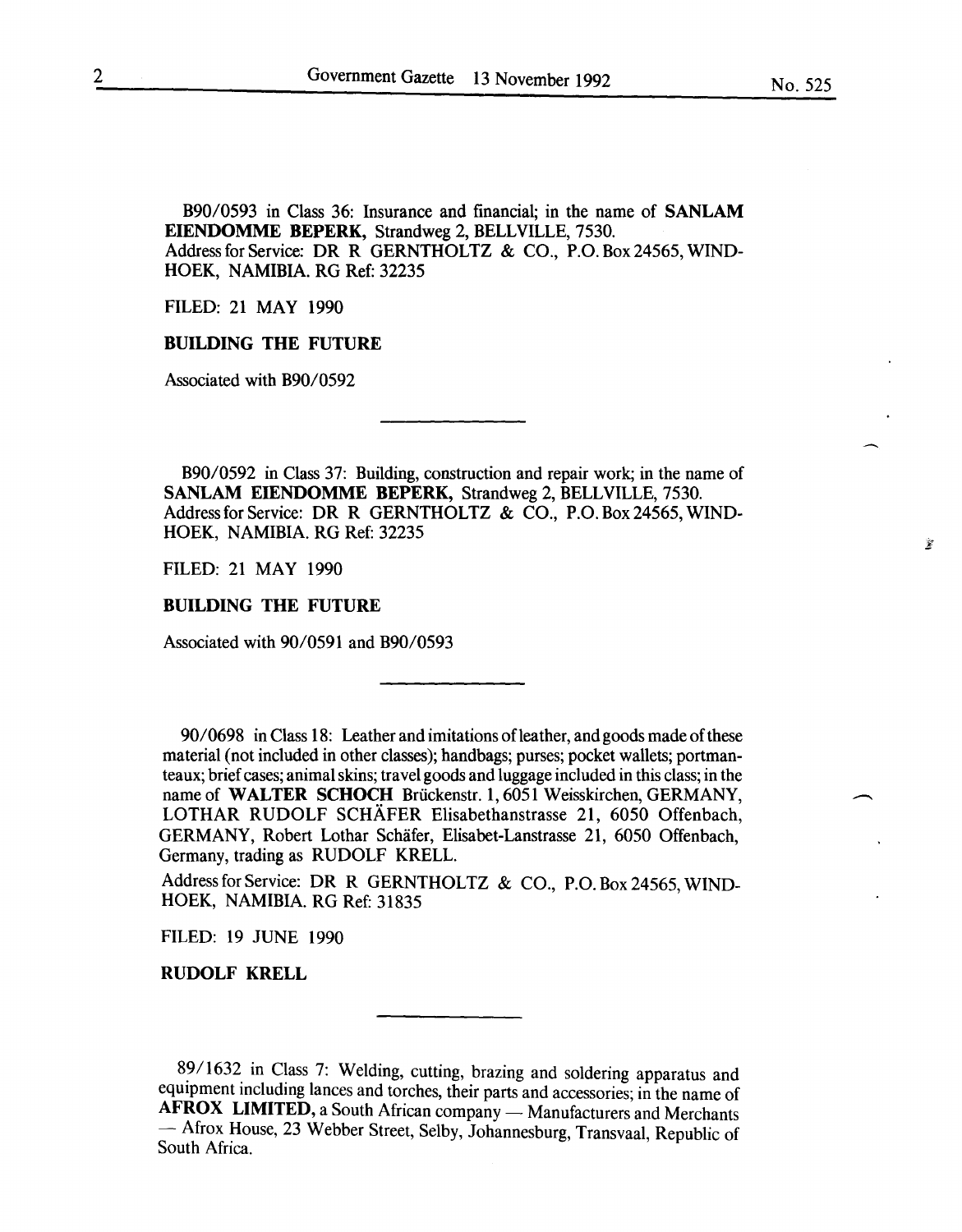B90/0593 in Class 36: Insurance and financial; in the name of **SANLAM EIENDOMME BEPERK,** Strandweg 2, BELLVILLE, 7530.
Address for Service: DR R GERNTHOLTZ & CO., P.O. Box 24565, WINDHOEK, NAMIBIA. RG Ref: 32235

FILED: 21 MAY 1990

**BUILDING THE FUTURE**

Associated with B90/0592

---

B90/0592 in Class 37: Building, construction and repair work; in the name of **SANLAM EIENDOMME BEPERK,** Strandweg 2, BELLVILLE, 7530.
Address for Service: DR R GERNTHOLTZ & CO., P.O. Box 24565, WINDHOEK, NAMIBIA. RG Ref: 32235

FILED: 21 MAY 1990

**BUILDING THE FUTURE**

Associated with 90/0591 and B90/0593

---

90/0698 in Class 18: Leather and imitations of leather, and goods made of these material (not included in other classes); handbags; purses; pocket wallets; portmanteaux; brief cases; animal skins; travel goods and luggage included in this class; in the name of **WALTER SCHOCH** Brückenstr. 1, 6051 Weisskirchen, GERMANY, LOTHAR RUDOLF SCHÄFER Elisabethanstrasse 21, 6050 Offenbach, GERMANY, Robert Lothar Schäfer, Elisabet-Lanstrasse 21, 6050 Offenbach, Germany, trading as RUDOLF KRELL.

Address for Service: DR R GERNTHOLTZ & CO., P.O. Box 24565, WINDHOEK, NAMIBIA. RG Ref: 31835

FILED: 19 JUNE 1990

**RUDOLF KRELL**

---

89/1632 in Class 7: Welding, cutting, brazing and soldering apparatus and equipment including lances and torches, their parts and accessories; in the name of **AFROX LIMITED,** a South African company — Manufacturers and Merchants — Afrox House, 23 Webber Street, Selby, Johannesburg, Transvaal, Republic of South Africa.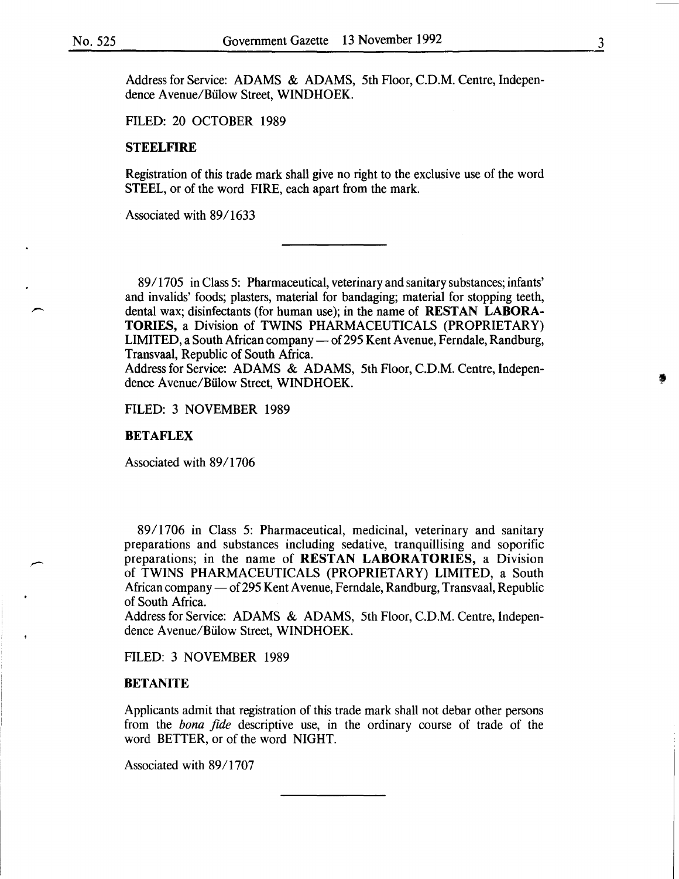Address for Service: ADAMS & ADAMS, 5th Floor, C.D.M. Centre, Independence Avenue/Bülow Street, WINDHOEK.

FILED: 20 OCTOBER 1989

**STEELFIRE**

Registration of this trade mark shall give no right to the exclusive use of the word STEEL, or of the word FIRE, each apart from the mark.

Associated with 89/1633

---

89/1705 in Class 5: Pharmaceutical, veterinary and sanitary substances; infants' and invalids' foods; plasters, material for bandaging; material for stopping teeth, dental wax; disinfectants (for human use); in the name of **RESTAN LABORATORIES,** a Division of TWINS PHARMACEUTICALS (PROPRIETARY) LIMITED, a South African company — of 295 Kent Avenue, Ferndale, Randburg, Transvaal, Republic of South Africa.
Address for Service: ADAMS & ADAMS, 5th Floor, C.D.M. Centre, Independence Avenue/Bülow Street, WINDHOEK.

FILED: 3 NOVEMBER 1989

**BETAFLEX**

Associated with 89/1706

89/1706 in Class 5: Pharmaceutical, medicinal, veterinary and sanitary preparations and substances including sedative, tranquillising and soporific preparations; in the name of **RESTAN LABORATORIES,** a Division of TWINS PHARMACEUTICALS (PROPRIETARY) LIMITED, a South African company — of 295 Kent Avenue, Ferndale, Randburg, Transvaal, Republic of South Africa.
Address for Service: ADAMS & ADAMS, 5th Floor, C.D.M. Centre, Independence Avenue/Bülow Street, WINDHOEK.

FILED: 3 NOVEMBER 1989

**BETANITE**

Applicants admit that registration of this trade mark shall not debar other persons from the *bona fide* descriptive use, in the ordinary course of trade of the word BETTER, or of the word NIGHT.

Associated with 89/1707

---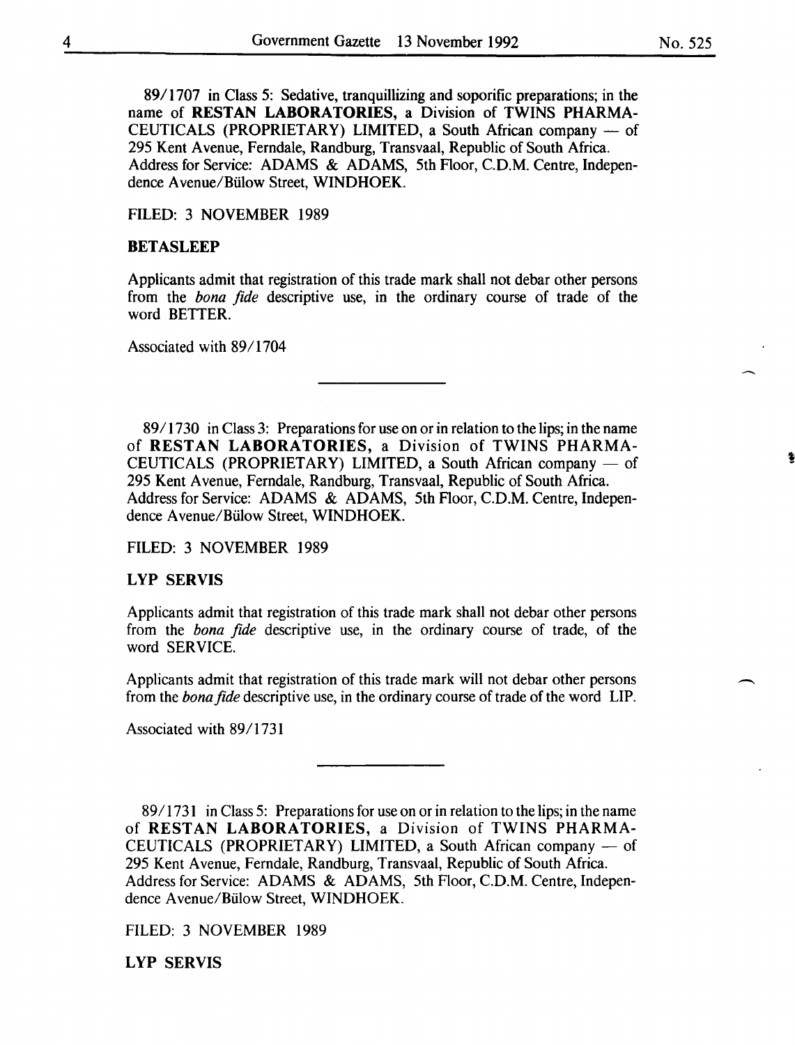89/1707 in Class 5: Sedative, tranquillizing and soporific preparations; in the name of **RESTAN LABORATORIES,** a Division of TWINS PHARMACEUTICALS (PROPRIETARY) LIMITED, a South African company — of 295 Kent Avenue, Ferndale, Randburg, Transvaal, Republic of South Africa. Address for Service: ADAMS & ADAMS, 5th Floor, C.D.M. Centre, Independence Avenue/Bülow Street, WINDHOEK.

FILED: 3 NOVEMBER 1989

**BETASLEEP**

Applicants admit that registration of this trade mark shall not debar other persons from the *bona fide* descriptive use, in the ordinary course of trade of the word BETTER.

Associated with 89/1704

---

89/1730 in Class 3: Preparations for use on or in relation to the lips; in the name of **RESTAN LABORATORIES,** a Division of TWINS PHARMACEUTICALS (PROPRIETARY) LIMITED, a South African company — of 295 Kent Avenue, Ferndale, Randburg, Transvaal, Republic of South Africa. Address for Service: ADAMS & ADAMS, 5th Floor, C.D.M. Centre, Independence Avenue/Bülow Street, WINDHOEK.

FILED: 3 NOVEMBER 1989

**LYP SERVIS**

Applicants admit that registration of this trade mark shall not debar other persons from the *bona fide* descriptive use, in the ordinary course of trade, of the word SERVICE.

Applicants admit that registration of this trade mark will not debar other persons from the *bona fide* descriptive use, in the ordinary course of trade of the word LIP.

Associated with 89/1731

---

89/1731 in Class 5: Preparations for use on or in relation to the lips; in the name of **RESTAN LABORATORIES,** a Division of TWINS PHARMACEUTICALS (PROPRIETARY) LIMITED, a South African company — of 295 Kent Avenue, Ferndale, Randburg, Transvaal, Republic of South Africa. Address for Service: ADAMS & ADAMS, 5th Floor, C.D.M. Centre, Independence Avenue/Bülow Street, WINDHOEK.

FILED: 3 NOVEMBER 1989

**LYP SERVIS**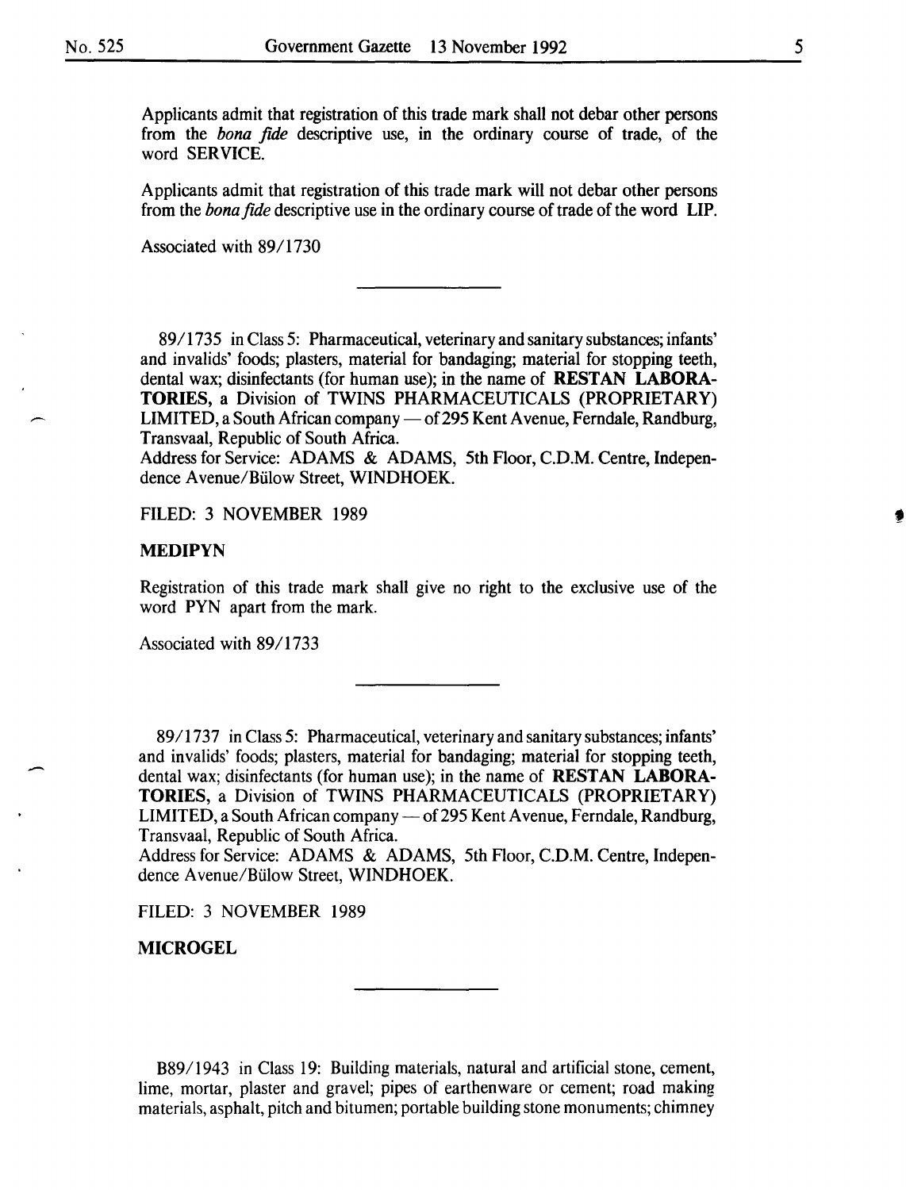Applicants admit that registration of this trade mark shall not debar other persons from the *bona fide* descriptive use, in the ordinary course of trade, of the word SERVICE.

Applicants admit that registration of this trade mark will not debar other persons from the *bona fide* descriptive use in the ordinary course of trade of the word LIP.

Associated with 89/1730

---

89/1735 in Class 5: Pharmaceutical, veterinary and sanitary substances; infants' and invalids' foods; plasters, material for bandaging; material for stopping teeth, dental wax; disinfectants (for human use); in the name of **RESTAN LABORATORIES**, a Division of TWINS PHARMACEUTICALS (PROPRIETARY) LIMITED, a South African company — of 295 Kent Avenue, Ferndale, Randburg, Transvaal, Republic of South Africa.
Address for Service: ADAMS & ADAMS, 5th Floor, C.D.M. Centre, Independence Avenue/Bülow Street, WINDHOEK.

FILED: 3 NOVEMBER 1989

**MEDIPYN**

Registration of this trade mark shall give no right to the exclusive use of the word PYN apart from the mark.

Associated with 89/1733

---

89/1737 in Class 5: Pharmaceutical, veterinary and sanitary substances; infants' and invalids' foods; plasters, material for bandaging; material for stopping teeth, dental wax; disinfectants (for human use); in the name of **RESTAN LABORATORIES**, a Division of TWINS PHARMACEUTICALS (PROPRIETARY) LIMITED, a South African company — of 295 Kent Avenue, Ferndale, Randburg, Transvaal, Republic of South Africa.
Address for Service: ADAMS & ADAMS, 5th Floor, C.D.M. Centre, Independence Avenue/Bülow Street, WINDHOEK.

FILED: 3 NOVEMBER 1989

**MICROGEL**

---

B89/1943 in Class 19: Building materials, natural and artificial stone, cement, lime, mortar, plaster and gravel; pipes of earthenware or cement; road making materials, asphalt, pitch and bitumen; portable building stone monuments; chimney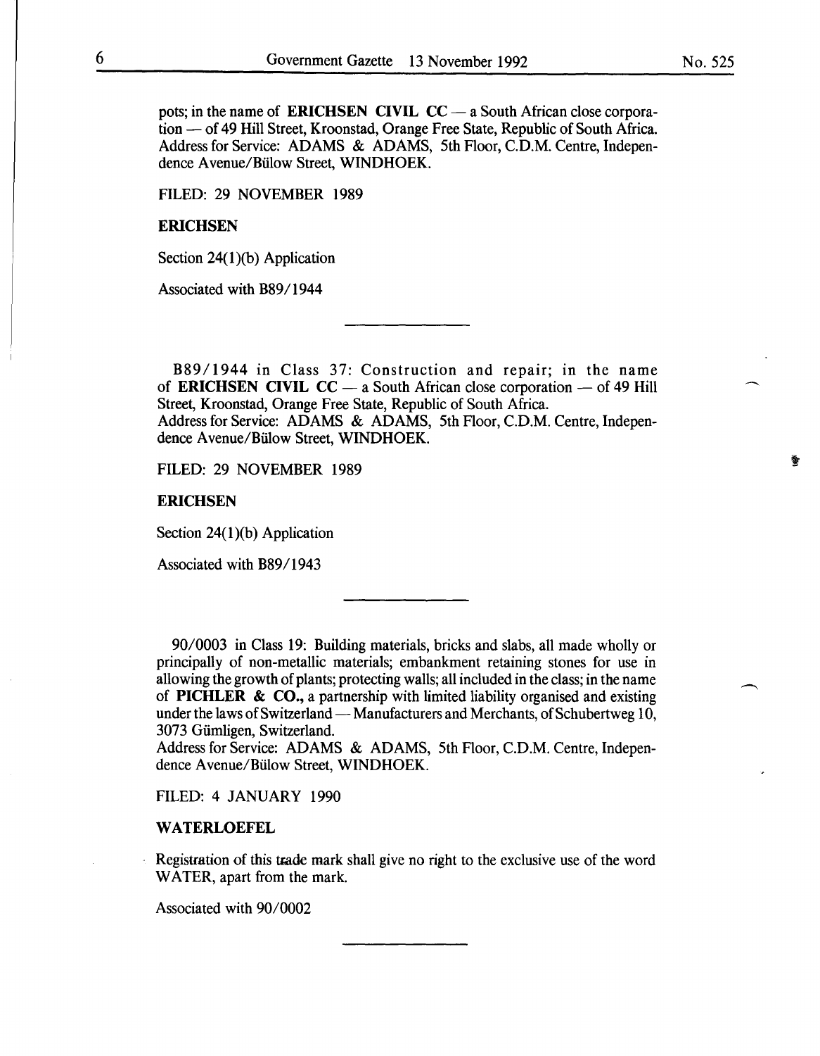pots; in the name of **ERICHSEN CIVIL CC** — a South African close corporation — of 49 Hill Street, Kroonstad, Orange Free State, Republic of South Africa. Address for Service: ADAMS & ADAMS, 5th Floor, C.D.M. Centre, Independence Avenue/Bülow Street, WINDHOEK.

FILED: 29 NOVEMBER 1989

**ERICHSEN**

Section 24(1)(b) Application

Associated with B89/1944

---

B89/1944 in Class 37: Construction and repair; in the name of **ERICHSEN CIVIL CC** — a South African close corporation — of 49 Hill Street, Kroonstad, Orange Free State, Republic of South Africa.
Address for Service: ADAMS & ADAMS, 5th Floor, C.D.M. Centre, Independence Avenue/Bülow Street, WINDHOEK.

FILED: 29 NOVEMBER 1989

**ERICHSEN**

Section 24(1)(b) Application

Associated with B89/1943

---

90/0003 in Class 19: Building materials, bricks and slabs, all made wholly or principally of non-metallic materials; embankment retaining stones for use in allowing the growth of plants; protecting walls; all included in the class; in the name of **PICHLER & CO.,** a partnership with limited liability organised and existing under the laws of Switzerland — Manufacturers and Merchants, of Schubertweg 10, 3073 Gümligen, Switzerland.
Address for Service: ADAMS & ADAMS, 5th Floor, C.D.M. Centre, Independence Avenue/Bülow Street, WINDHOEK.

FILED: 4 JANUARY 1990

**WATERLOEFEL**

Registration of this trade mark shall give no right to the exclusive use of the word WATER, apart from the mark.

Associated with 90/0002

---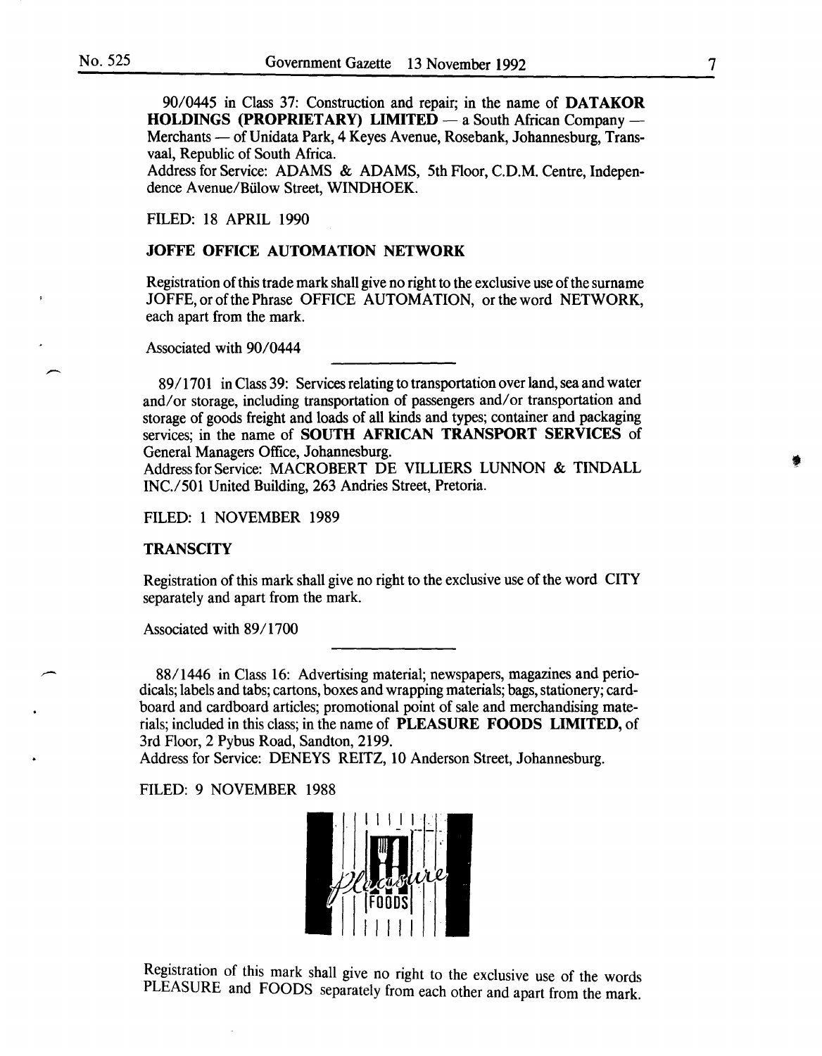90/0445 in Class 37: Construction and repair; in the name of **DATAKOR HOLDINGS (PROPRIETARY) LIMITED** — a South African Company — Merchants — of Unidata Park, 4 Keyes Avenue, Rosebank, Johannesburg, Transvaal, Republic of South Africa.
Address for Service: ADAMS & ADAMS, 5th Floor, C.D.M. Centre, Independence Avenue/Bülow Street, WINDHOEK.

FILED: 18 APRIL 1990

**JOFFE OFFICE AUTOMATION NETWORK**

Registration of this trade mark shall give no right to the exclusive use of the surname JOFFE, or of the Phrase OFFICE AUTOMATION, or the word NETWORK, each apart from the mark.

Associated with 90/0444

---

89/1701 in Class 39: Services relating to transportation over land, sea and water and/or storage, including transportation of passengers and/or transportation and storage of goods freight and loads of all kinds and types; container and packaging services; in the name of **SOUTH AFRICAN TRANSPORT SERVICES** of General Managers Office, Johannesburg.
Address for Service: MACROBERT DE VILLIERS LUNNON & TINDALL INC./501 United Building, 263 Andries Street, Pretoria.

FILED: 1 NOVEMBER 1989

**TRANSCITY**

Registration of this mark shall give no right to the exclusive use of the word CITY separately and apart from the mark.

Associated with 89/1700

---

88/1446 in Class 16: Advertising material; newspapers, magazines and periodicals; labels and tabs; cartons, boxes and wrapping materials; bags, stationery; cardboard and cardboard articles; promotional point of sale and merchandising materials; included in this class; in the name of **PLEASURE FOODS LIMITED,** of 3rd Floor, 2 Pybus Road, Sandton, 2199.
Address for Service: DENEYS REITZ, 10 Anderson Street, Johannesburg.

FILED: 9 NOVEMBER 1988

Registration of this mark shall give no right to the exclusive use of the words PLEASURE and FOODS separately from each other and apart from the mark.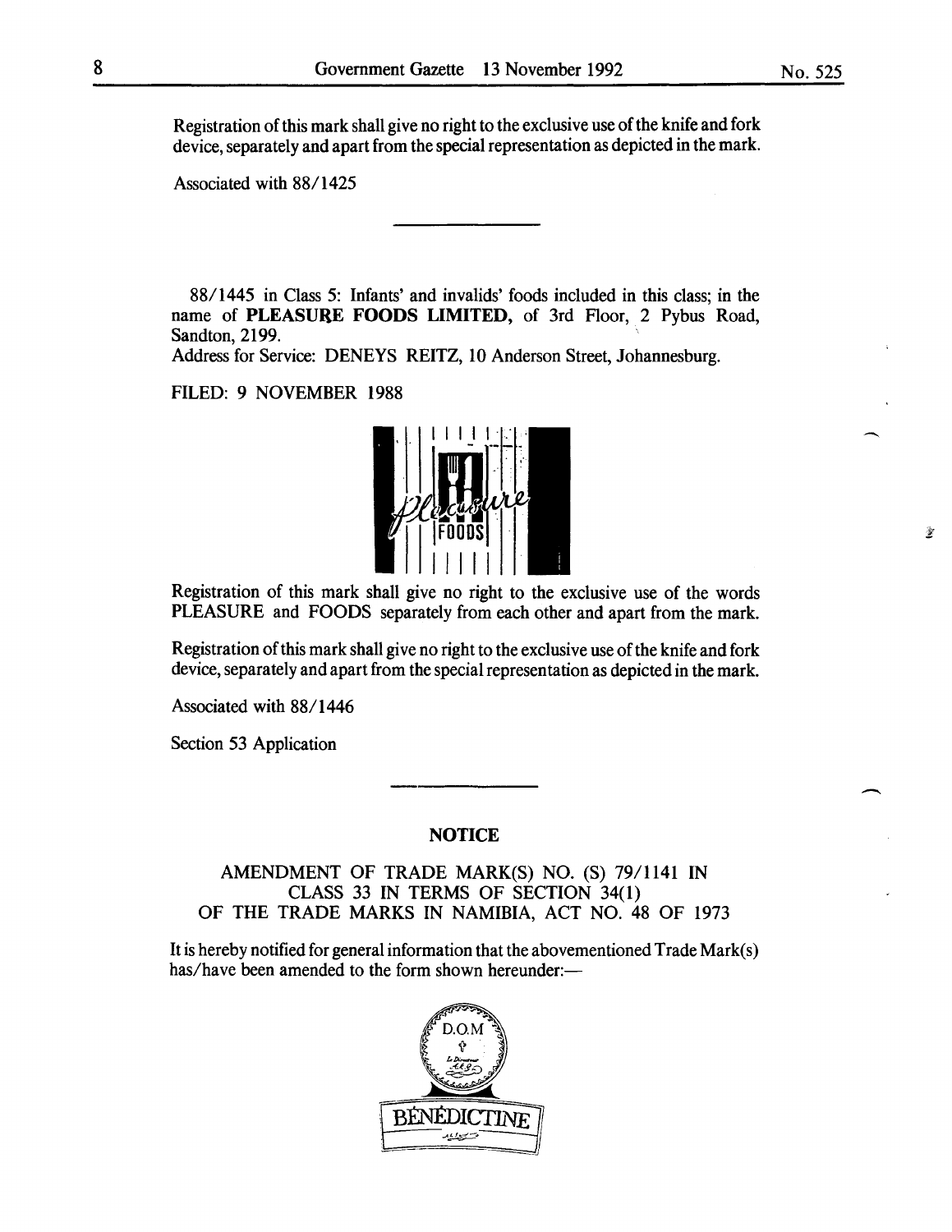Registration of this mark shall give no right to the exclusive use of the knife and fork device, separately and apart from the special representation as depicted in the mark.

Associated with 88/1425

---

88/1445 in Class 5: Infants' and invalids' foods included in this class; in the name of **PLEASURE FOODS LIMITED,** of 3rd Floor, 2 Pybus Road, Sandton, 2199.
Address for Service: DENEYS REITZ, 10 Anderson Street, Johannesburg.

FILED: 9 NOVEMBER 1988

Registration of this mark shall give no right to the exclusive use of the words PLEASURE and FOODS separately from each other and apart from the mark.

Registration of this mark shall give no right to the exclusive use of the knife and fork device, separately and apart from the special representation as depicted in the mark.

Associated with 88/1446

Section 53 Application

---

## NOTICE

AMENDMENT OF TRADE MARK(S) NO. (S) 79/1141 IN CLASS 33 IN TERMS OF SECTION 34(1) OF THE TRADE MARKS IN NAMIBIA, ACT NO. 48 OF 1973

It is hereby notified for general information that the abovementioned Trade Mark(s) has/have been amended to the form shown hereunder:—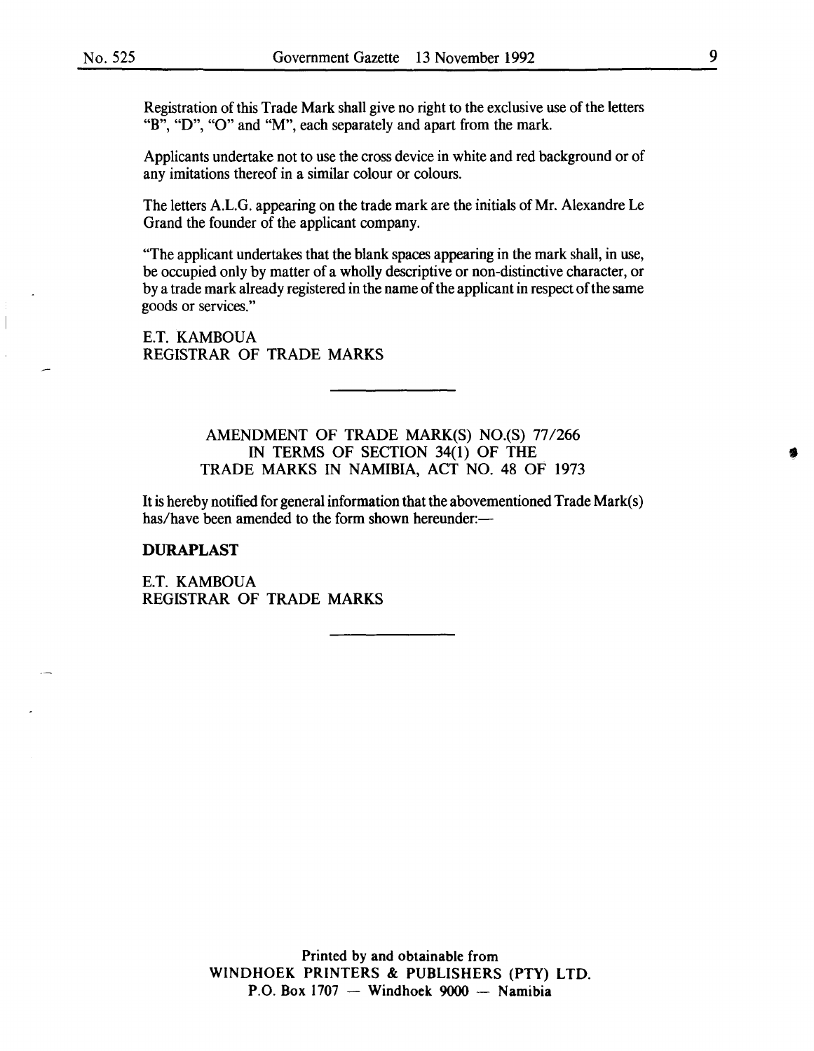Registration of this Trade Mark shall give no right to the exclusive use of the letters "B", "D", "O" and "M", each separately and apart from the mark.

Applicants undertake not to use the cross device in white and red background or of any imitations thereof in a similar colour or colours.

The letters A.L.G. appearing on the trade mark are the initials of Mr. Alexandre Le Grand the founder of the applicant company.

"The applicant undertakes that the blank spaces appearing in the mark shall, in use, be occupied only by matter of a wholly descriptive or non-distinctive character, or by a trade mark already registered in the name of the applicant in respect of the same goods or services."

E.T. KAMBOUA
REGISTRAR OF TRADE MARKS

---

AMENDMENT OF TRADE MARK(S) NO.(S) 77/266
IN TERMS OF SECTION 34(1) OF THE
TRADE MARKS IN NAMIBIA, ACT NO. 48 OF 1973

It is hereby notified for general information that the abovementioned Trade Mark(s) has/have been amended to the form shown hereunder:—

**DURAPLAST**

E.T. KAMBOUA
REGISTRAR OF TRADE MARKS

---

Printed by and obtainable from
WINDHOEK PRINTERS & PUBLISHERS (PTY) LTD.
P.O. Box 1707 — Windhoek 9000 — Namibia